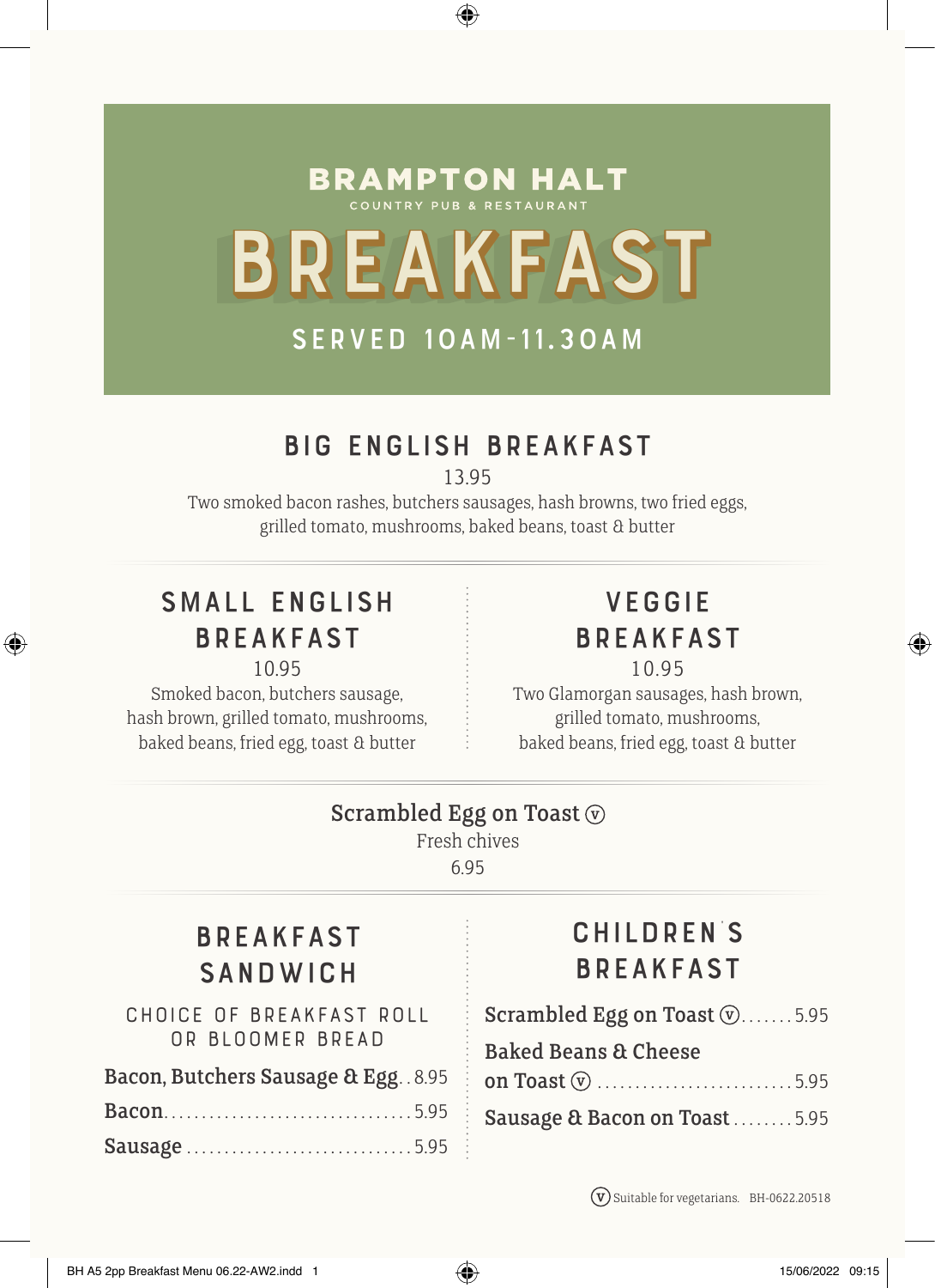# BRAMPTON HALT

COUNTRY PUB & RESTAURANT

# BREAKFAST

SERVED 10AM-11.30AM

## BIG ENGLISH BREAKFAST

13.95

Two smoked bacon rashes, butchers sausages, hash browns, two fried eggs, grilled tomato, mushrooms, baked beans, toast & butter

## SMALL ENGLISH BREAKFAST

10.95

Smoked bacon, butchers sausage, hash brown, grilled tomato, mushrooms, baked beans, fried egg, toast & butter

## VEGGIE BREAKFAST

10.95

Two Glamorgan sausages, hash brown, grilled tomato, mushrooms, baked beans, fried egg, toast & butter

### Scrambled Egg on Toast (V)

Fresh chives

6.95

## BREAKFAST SANDWICH

CHOICE OF BREAKFAST ROLL OR BLOOMER BREAD

- **Bacon, Butchers Sausage & Egg** .......... 8.95
- **Bacon** .......... 5.95
- **Sausage** .......... 5.95

## CHILDREN'S BREAKFAST

- **Scrambled Egg on Toast** (V) .......... 5.95
- **Baked Beans & Cheese on Toast** (V) .......... 5.95
- **Sausage & Bacon on Toast** .......... 5.95

(V) Suitable for vegetarians. BH-0622.20518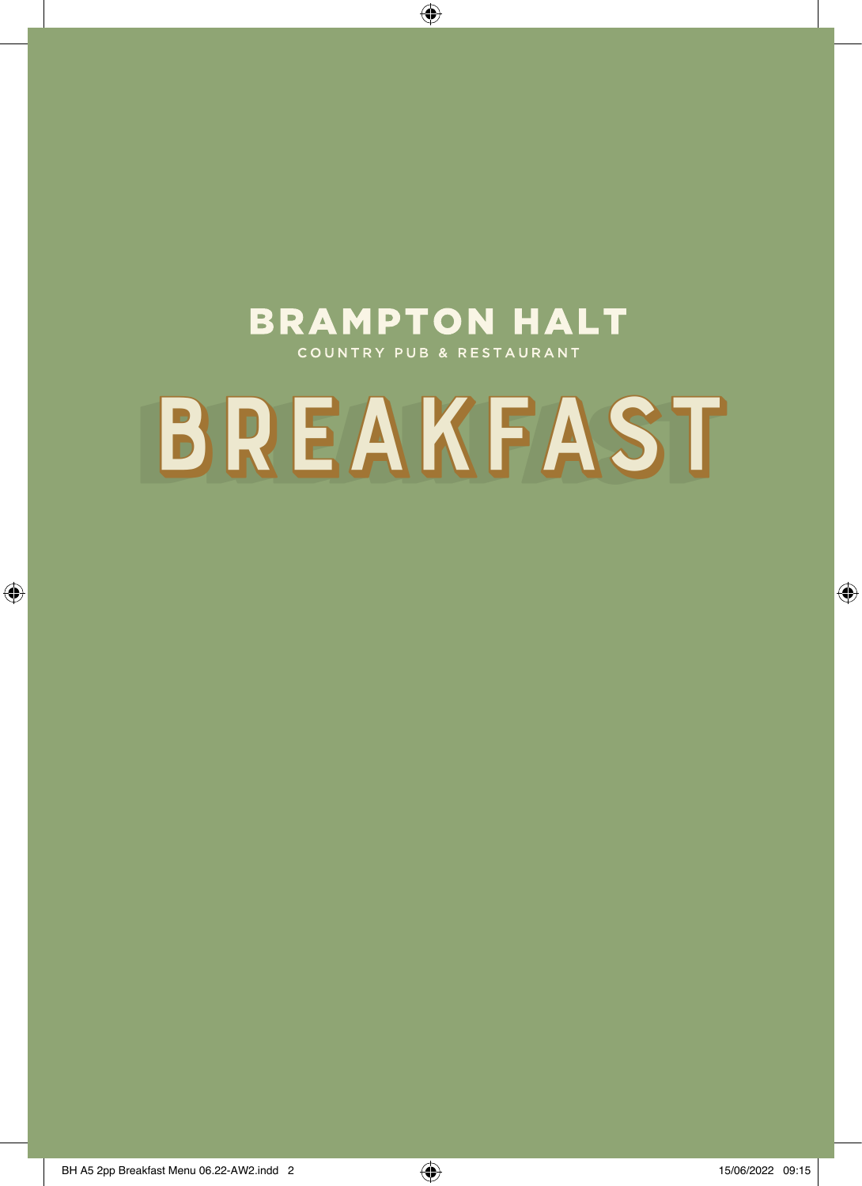# BRAMPTON HALT

COUNTRY PUB & RESTAURANT

# BREAKFAST